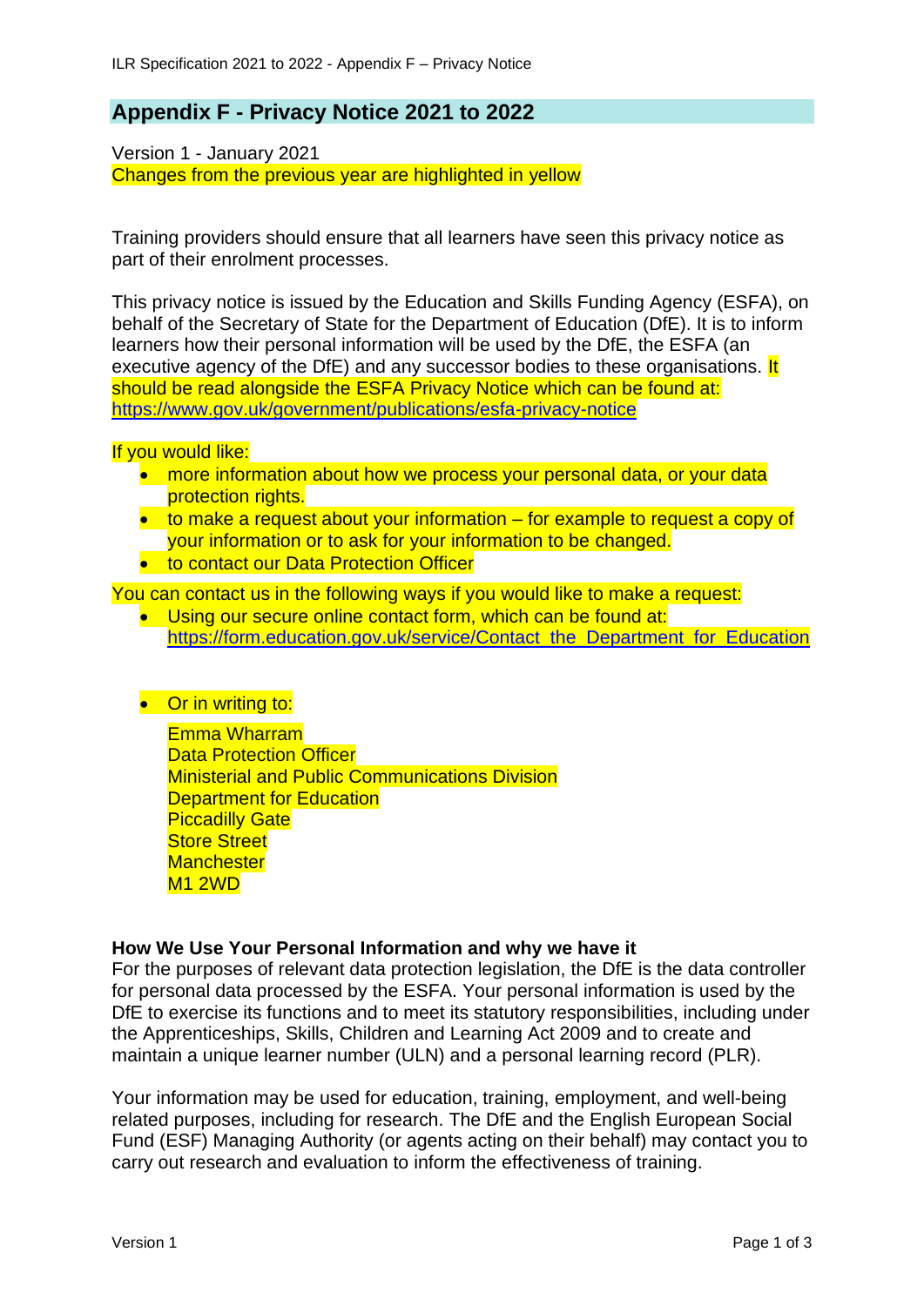## Appendix F - Privacy Notice 2021 to 2022

Version 1 - January 2021
Changes from the previous year are highlighted in yellow

Training providers should ensure that all learners have seen this privacy notice as part of their enrolment processes.

This privacy notice is issued by the Education and Skills Funding Agency (ESFA), on behalf of the Secretary of State for the Department of Education (DfE). It is to inform learners how their personal information will be used by the DfE, the ESFA (an executive agency of the DfE) and any successor bodies to these organisations. It should be read alongside the ESFA Privacy Notice which can be found at: https://www.gov.uk/government/publications/esfa-privacy-notice

If you would like:

- more information about how we process your personal data, or your data protection rights.
- to make a request about your information – for example to request a copy of your information or to ask for your information to be changed.
- to contact our Data Protection Officer

You can contact us in the following ways if you would like to make a request:

- Using our secure online contact form, which can be found at: https://form.education.gov.uk/service/Contact_the_Department_for_Education
- Or in writing to:

  Emma Wharram
  Data Protection Officer
  Ministerial and Public Communications Division
  Department for Education
  Piccadilly Gate
  Store Street
  Manchester
  M1 2WD

**How We Use Your Personal Information and why we have it**
For the purposes of relevant data protection legislation, the DfE is the data controller for personal data processed by the ESFA. Your personal information is used by the DfE to exercise its functions and to meet its statutory responsibilities, including under the Apprenticeships, Skills, Children and Learning Act 2009 and to create and maintain a unique learner number (ULN) and a personal learning record (PLR).

Your information may be used for education, training, employment, and well-being related purposes, including for research. The DfE and the English European Social Fund (ESF) Managing Authority (or agents acting on their behalf) may contact you to carry out research and evaluation to inform the effectiveness of training.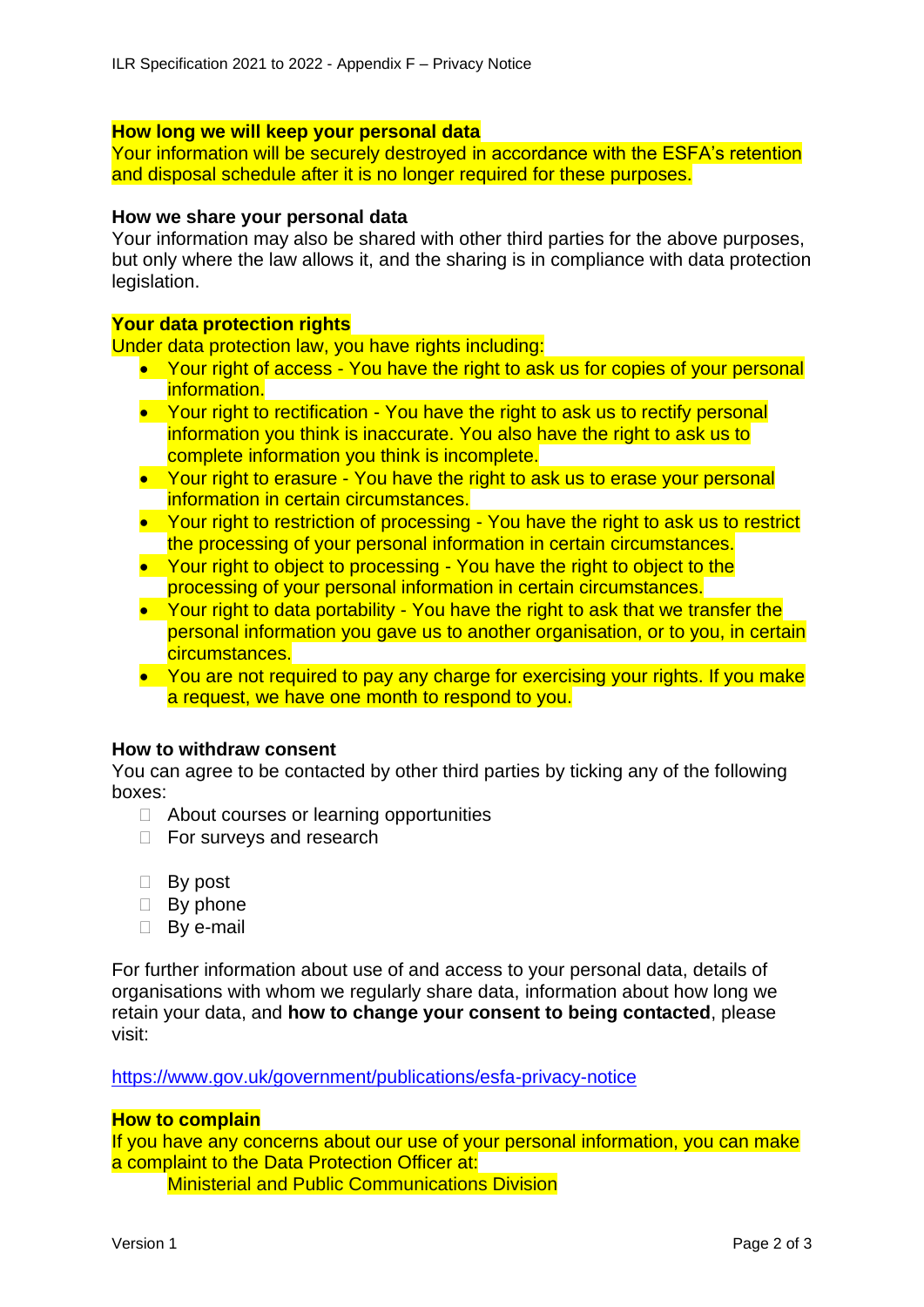**How long we will keep your personal data**

Your information will be securely destroyed in accordance with the ESFA's retention and disposal schedule after it is no longer required for these purposes.

**How we share your personal data**

Your information may also be shared with other third parties for the above purposes, but only where the law allows it, and the sharing is in compliance with data protection legislation.

**Your data protection rights**

Under data protection law, you have rights including:

- Your right of access - You have the right to ask us for copies of your personal information.
- Your right to rectification - You have the right to ask us to rectify personal information you think is inaccurate. You also have the right to ask us to complete information you think is incomplete.
- Your right to erasure - You have the right to ask us to erase your personal information in certain circumstances.
- Your right to restriction of processing - You have the right to ask us to restrict the processing of your personal information in certain circumstances.
- Your right to object to processing - You have the right to object to the processing of your personal information in certain circumstances.
- Your right to data portability - You have the right to ask that we transfer the personal information you gave us to another organisation, or to you, in certain circumstances.
- You are not required to pay any charge for exercising your rights. If you make a request, we have one month to respond to you.

**How to withdraw consent**

You can agree to be contacted by other third parties by ticking any of the following boxes:

- ☐ About courses or learning opportunities
- ☐ For surveys and research

- ☐ By post
- ☐ By phone
- ☐ By e-mail

For further information about use of and access to your personal data, details of organisations with whom we regularly share data, information about how long we retain your data, and **how to change your consent to being contacted**, please visit:

https://www.gov.uk/government/publications/esfa-privacy-notice

**How to complain**

If you have any concerns about our use of your personal information, you can make a complaint to the Data Protection Officer at:

Ministerial and Public Communications Division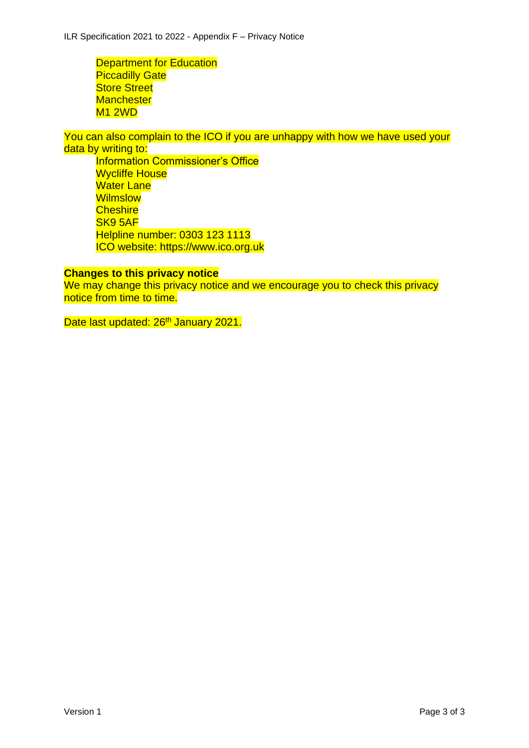Department for Education  
Piccadilly Gate  
Store Street  
Manchester  
M1 2WD

You can also complain to the ICO if you are unhappy with how we have used your data by writing to:

Information Commissioner's Office  
Wycliffe House  
Water Lane  
Wilmslow  
Cheshire  
SK9 5AF  
Helpline number: 0303 123 1113  
ICO website: https://www.ico.org.uk

**Changes to this privacy notice**

We may change this privacy notice and we encourage you to check this privacy notice from time to time.

Date last updated: 26th January 2021.